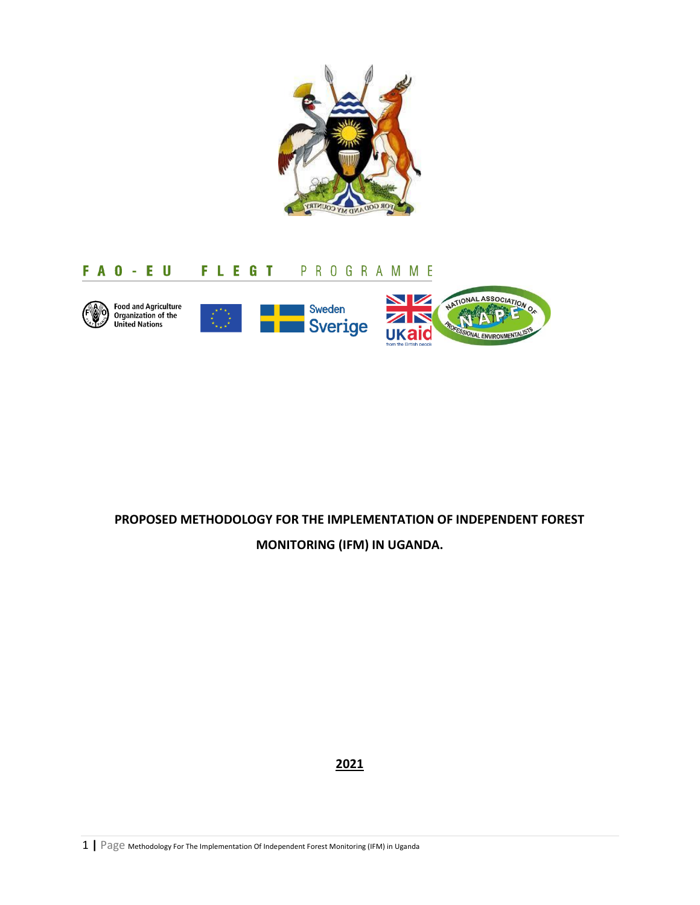FAO - EU FLEGT PROGRAMME

Food and Agriculture Organization of the United Nations

Sweden Sverige

UKaid from the British people

NATIONAL ASSOCIATION OF PROFESSIONAL ENVIRONMENTALISTS NAPE

# PROPOSED METHODOLOGY FOR THE IMPLEMENTATION OF INDEPENDENT FOREST MONITORING (IFM) IN UGANDA.

**2021**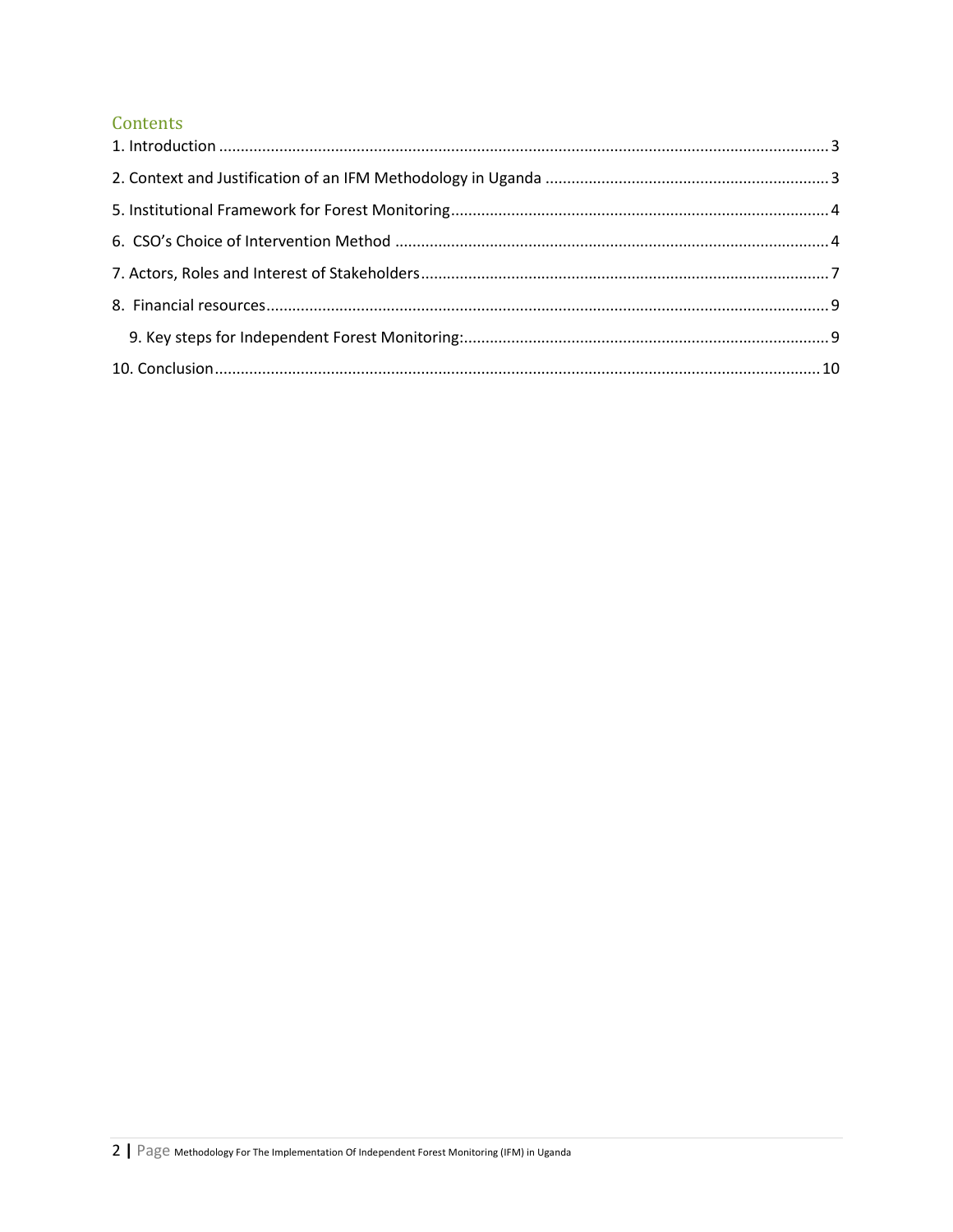## Contents

1. Introduction ........................................................................ 3
2. Context and Justification of an IFM Methodology in Uganda ........................................................................ 3
5. Institutional Framework for Forest Monitoring ........................................................................ 4
6. CSO's Choice of Intervention Method ........................................................................ 4
7. Actors, Roles and Interest of Stakeholders ........................................................................ 7
8. Financial resources ........................................................................ 9
    9. Key steps for Independent Forest Monitoring: ........................................................................ 9
10. Conclusion ........................................................................ 10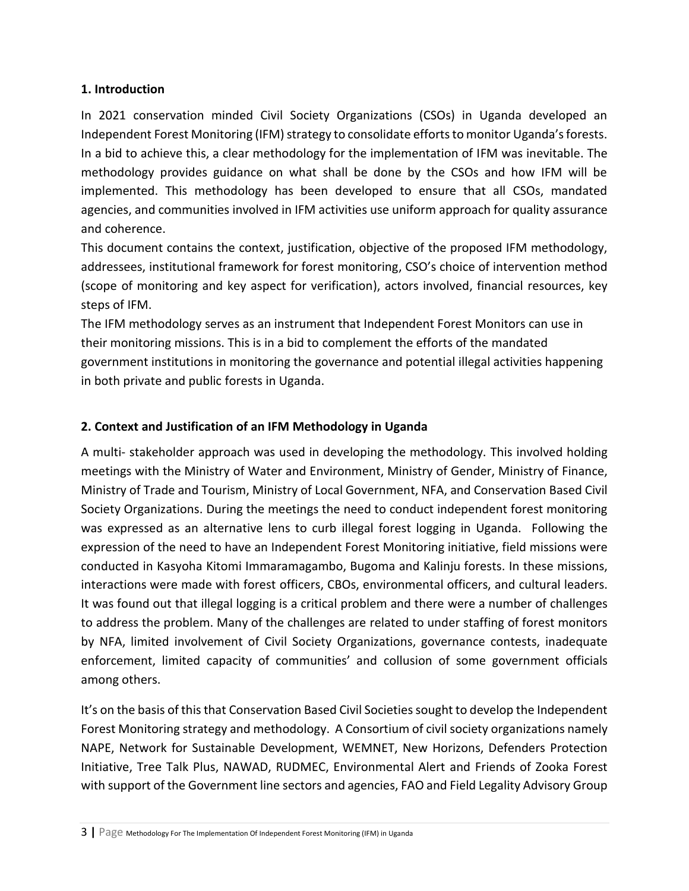## 1. Introduction

In 2021 conservation minded Civil Society Organizations (CSOs) in Uganda developed an Independent Forest Monitoring (IFM) strategy to consolidate efforts to monitor Uganda's forests. In a bid to achieve this, a clear methodology for the implementation of IFM was inevitable. The methodology provides guidance on what shall be done by the CSOs and how IFM will be implemented. This methodology has been developed to ensure that all CSOs, mandated agencies, and communities involved in IFM activities use uniform approach for quality assurance and coherence.

This document contains the context, justification, objective of the proposed IFM methodology, addressees, institutional framework for forest monitoring, CSO's choice of intervention method (scope of monitoring and key aspect for verification), actors involved, financial resources, key steps of IFM.

The IFM methodology serves as an instrument that Independent Forest Monitors can use in their monitoring missions. This is in a bid to complement the efforts of the mandated government institutions in monitoring the governance and potential illegal activities happening in both private and public forests in Uganda.

## 2. Context and Justification of an IFM Methodology in Uganda

A multi- stakeholder approach was used in developing the methodology. This involved holding meetings with the Ministry of Water and Environment, Ministry of Gender, Ministry of Finance, Ministry of Trade and Tourism, Ministry of Local Government, NFA, and Conservation Based Civil Society Organizations. During the meetings the need to conduct independent forest monitoring was expressed as an alternative lens to curb illegal forest logging in Uganda. Following the expression of the need to have an Independent Forest Monitoring initiative, field missions were conducted in Kasyoha Kitomi Immaramagambo, Bugoma and Kalinju forests. In these missions, interactions were made with forest officers, CBOs, environmental officers, and cultural leaders. It was found out that illegal logging is a critical problem and there were a number of challenges to address the problem. Many of the challenges are related to under staffing of forest monitors by NFA, limited involvement of Civil Society Organizations, governance contests, inadequate enforcement, limited capacity of communities' and collusion of some government officials among others.

It's on the basis of this that Conservation Based Civil Societies sought to develop the Independent Forest Monitoring strategy and methodology. A Consortium of civil society organizations namely NAPE, Network for Sustainable Development, WEMNET, New Horizons, Defenders Protection Initiative, Tree Talk Plus, NAWAD, RUDMEC, Environmental Alert and Friends of Zooka Forest with support of the Government line sectors and agencies, FAO and Field Legality Advisory Group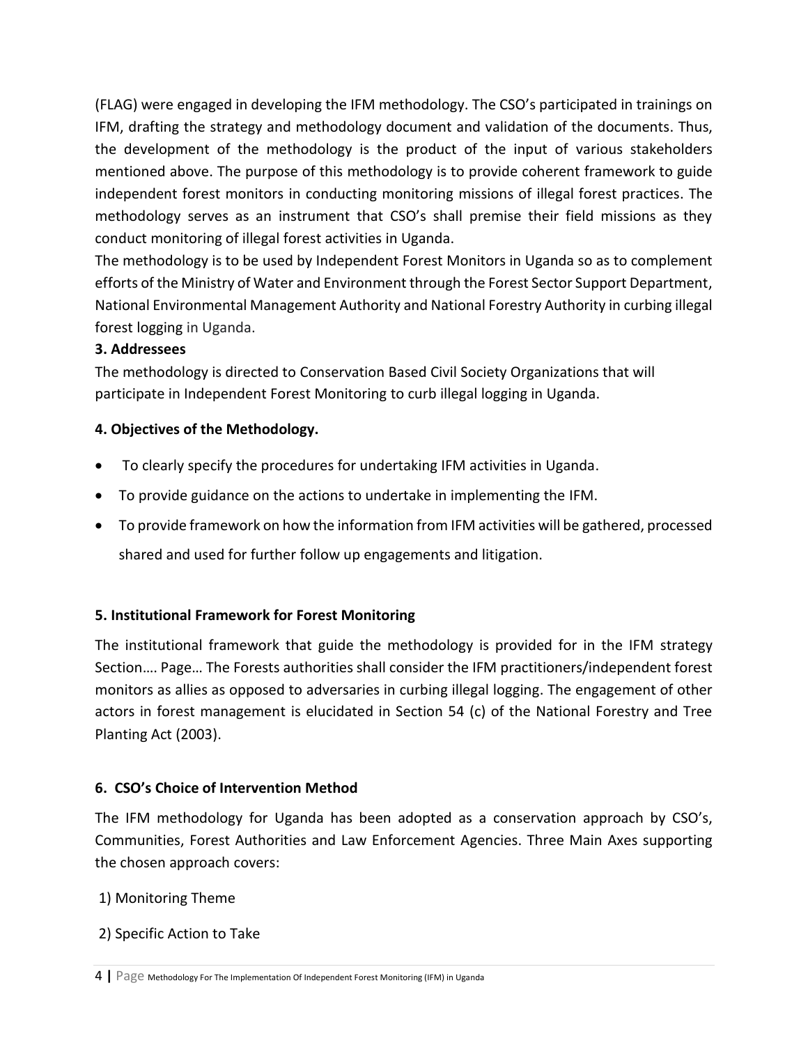(FLAG) were engaged in developing the IFM methodology. The CSO's participated in trainings on IFM, drafting the strategy and methodology document and validation of the documents. Thus, the development of the methodology is the product of the input of various stakeholders mentioned above. The purpose of this methodology is to provide coherent framework to guide independent forest monitors in conducting monitoring missions of illegal forest practices. The methodology serves as an instrument that CSO's shall premise their field missions as they conduct monitoring of illegal forest activities in Uganda.

The methodology is to be used by Independent Forest Monitors in Uganda so as to complement efforts of the Ministry of Water and Environment through the Forest Sector Support Department, National Environmental Management Authority and National Forestry Authority in curbing illegal forest logging in Uganda.

### 3. Addressees

The methodology is directed to Conservation Based Civil Society Organizations that will participate in Independent Forest Monitoring to curb illegal logging in Uganda.

### 4. Objectives of the Methodology.

- To clearly specify the procedures for undertaking IFM activities in Uganda.
- To provide guidance on the actions to undertake in implementing the IFM.
- To provide framework on how the information from IFM activities will be gathered, processed shared and used for further follow up engagements and litigation.

### 5. Institutional Framework for Forest Monitoring

The institutional framework that guide the methodology is provided for in the IFM strategy Section…. Page… The Forests authorities shall consider the IFM practitioners/independent forest monitors as allies as opposed to adversaries in curbing illegal logging. The engagement of other actors in forest management is elucidated in Section 54 (c) of the National Forestry and Tree Planting Act (2003).

### 6. CSO's Choice of Intervention Method

The IFM methodology for Uganda has been adopted as a conservation approach by CSO's, Communities, Forest Authorities and Law Enforcement Agencies. Three Main Axes supporting the chosen approach covers:

1) Monitoring Theme

2) Specific Action to Take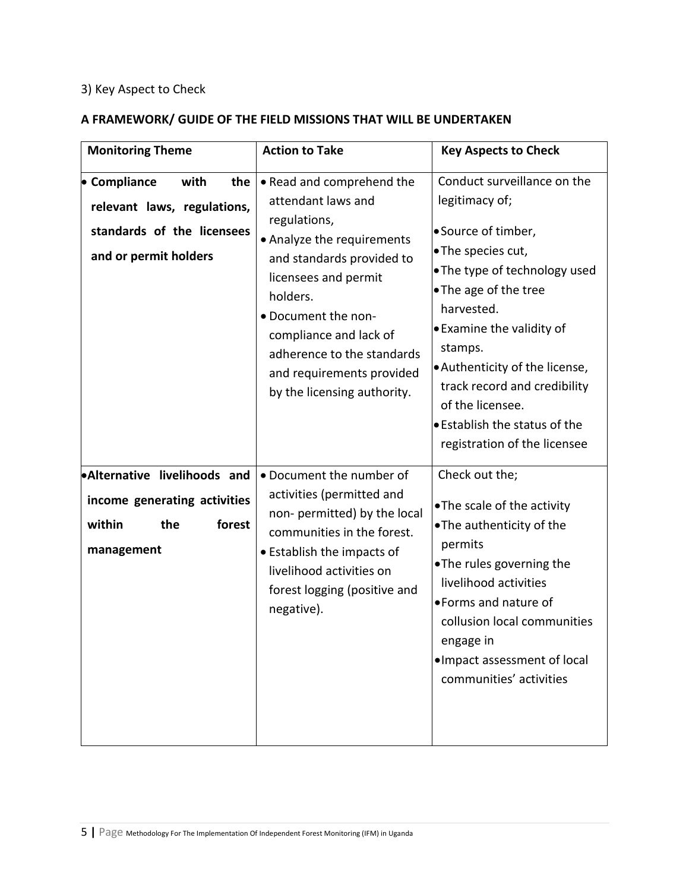3) Key Aspect to Check

**A FRAMEWORK/ GUIDE OF THE FIELD MISSIONS THAT WILL BE UNDERTAKEN**

| Monitoring Theme | Action to Take | Key Aspects to Check |
|---|---|---|
| • **Compliance with the relevant laws, regulations, standards of the licensees and or permit holders** | • Read and comprehend the attendant laws and regulations,<br>• Analyze the requirements and standards provided to licensees and permit holders.<br>• Document the non-compliance and lack of adherence to the standards and requirements provided by the licensing authority. | Conduct surveillance on the legitimacy of;<br>• Source of timber,<br>• The species cut,<br>• The type of technology used<br>• The age of the tree harvested.<br>• Examine the validity of stamps.<br>• Authenticity of the license, track record and credibility of the licensee.<br>• Establish the status of the registration of the licensee |
| • **Alternative livelihoods and income generating activities within the forest management** | • Document the number of activities (permitted and non- permitted) by the local communities in the forest.<br>• Establish the impacts of livelihood activities on forest logging (positive and negative). | Check out the;<br>• The scale of the activity<br>• The authenticity of the permits<br>• The rules governing the livelihood activities<br>• Forms and nature of collusion local communities engage in<br>• Impact assessment of local communities' activities |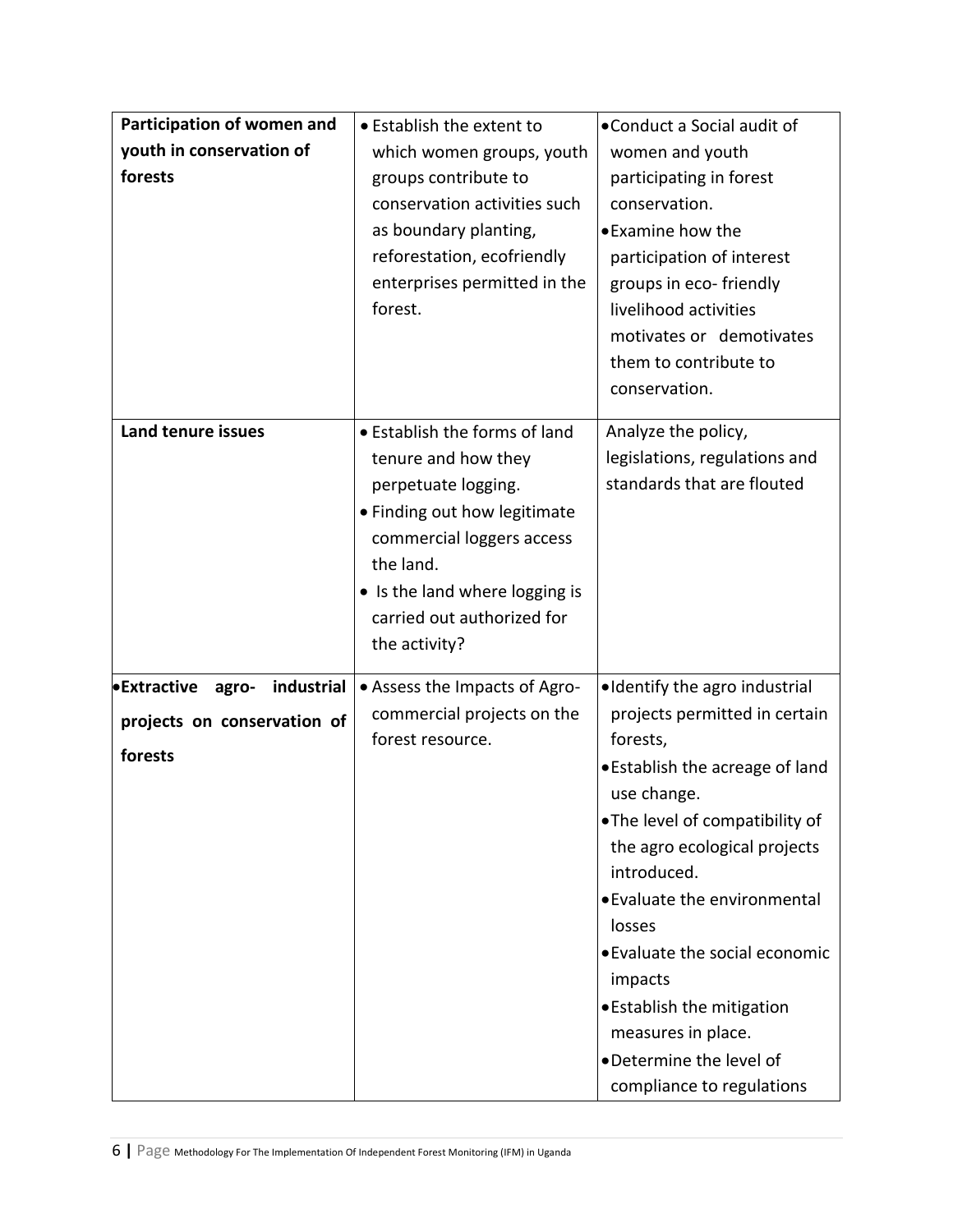| **Participation of women and youth in conservation of forests** | • Establish the extent to which women groups, youth groups contribute to conservation activities such as boundary planting, reforestation, ecofriendly enterprises permitted in the forest. | • Conduct a Social audit of women and youth participating in forest conservation.<br>• Examine how the participation of interest groups in eco- friendly livelihood activities motivates or demotivates them to contribute to conservation. |
|---|---|---|
| **Land tenure issues** | • Establish the forms of land tenure and how they perpetuate logging.<br>• Finding out how legitimate commercial loggers access the land.<br>• Is the land where logging is carried out authorized for the activity? | Analyze the policy, legislations, regulations and standards that are flouted |
| • **Extractive agro- industrial projects on conservation of forests** | • Assess the Impacts of Agro-commercial projects on the forest resource. | • Identify the agro industrial projects permitted in certain forests,<br>• Establish the acreage of land use change.<br>• The level of compatibility of the agro ecological projects introduced.<br>• Evaluate the environmental losses<br>• Evaluate the social economic impacts<br>• Establish the mitigation measures in place.<br>• Determine the level of compliance to regulations |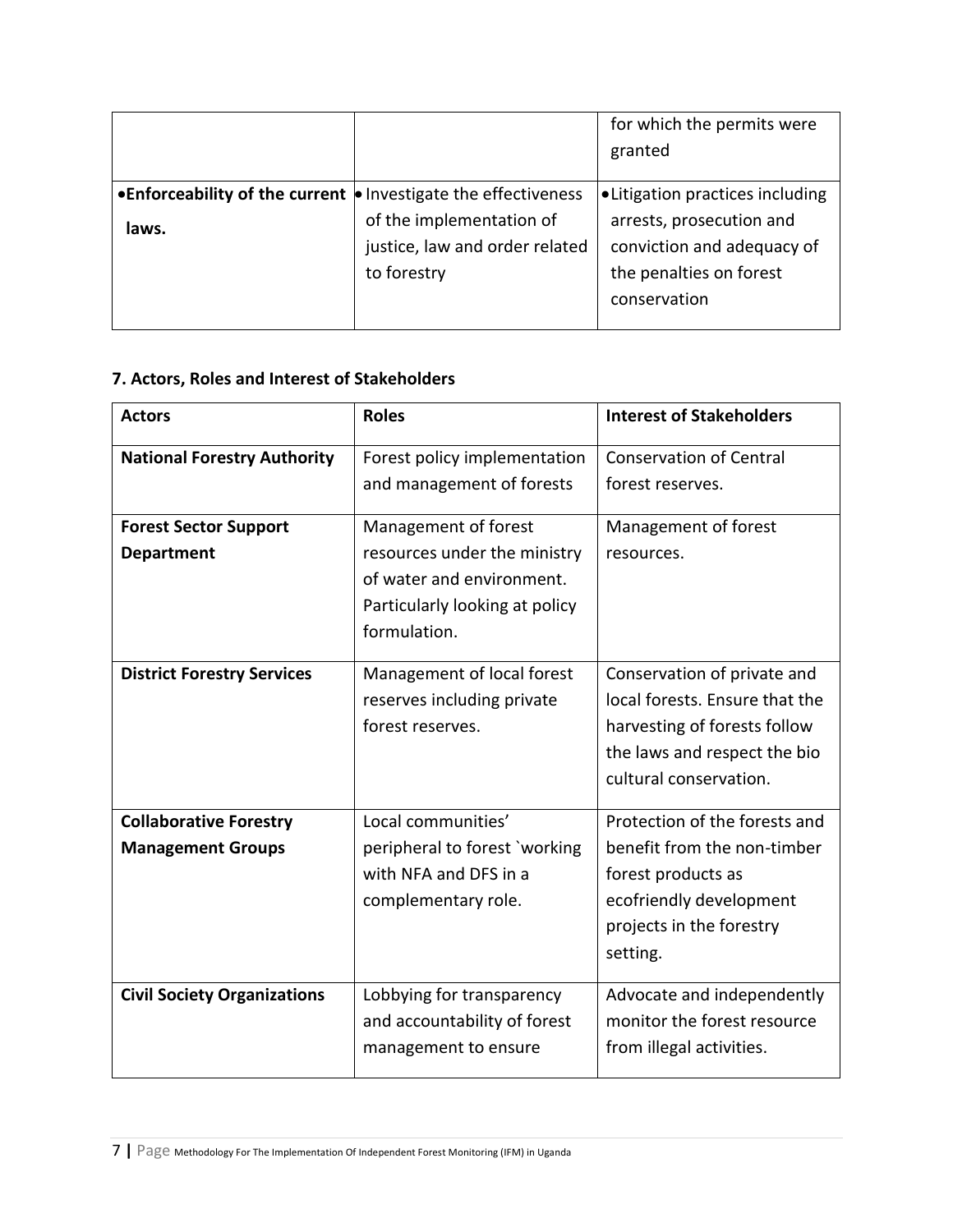| | | for which the permits were granted |
|---|---|---|
| •**Enforceability of the current laws.** | • Investigate the effectiveness of the implementation of justice, law and order related to forestry | • Litigation practices including arrests, prosecution and conviction and adequacy of the penalties on forest conservation |

## 7. Actors, Roles and Interest of Stakeholders

| Actors | Roles | Interest of Stakeholders |
|---|---|---|
| **National Forestry Authority** | Forest policy implementation and management of forests | Conservation of Central forest reserves. |
| **Forest Sector Support Department** | Management of forest resources under the ministry of water and environment. Particularly looking at policy formulation. | Management of forest resources. |
| **District Forestry Services** | Management of local forest reserves including private forest reserves. | Conservation of private and local forests. Ensure that the harvesting of forests follow the laws and respect the bio cultural conservation. |
| **Collaborative Forestry Management Groups** | Local communities' peripheral to forest `working with NFA and DFS in a complementary role. | Protection of the forests and benefit from the non-timber forest products as ecofriendly development projects in the forestry setting. |
| **Civil Society Organizations** | Lobbying for transparency and accountability of forest management to ensure | Advocate and independently monitor the forest resource from illegal activities. |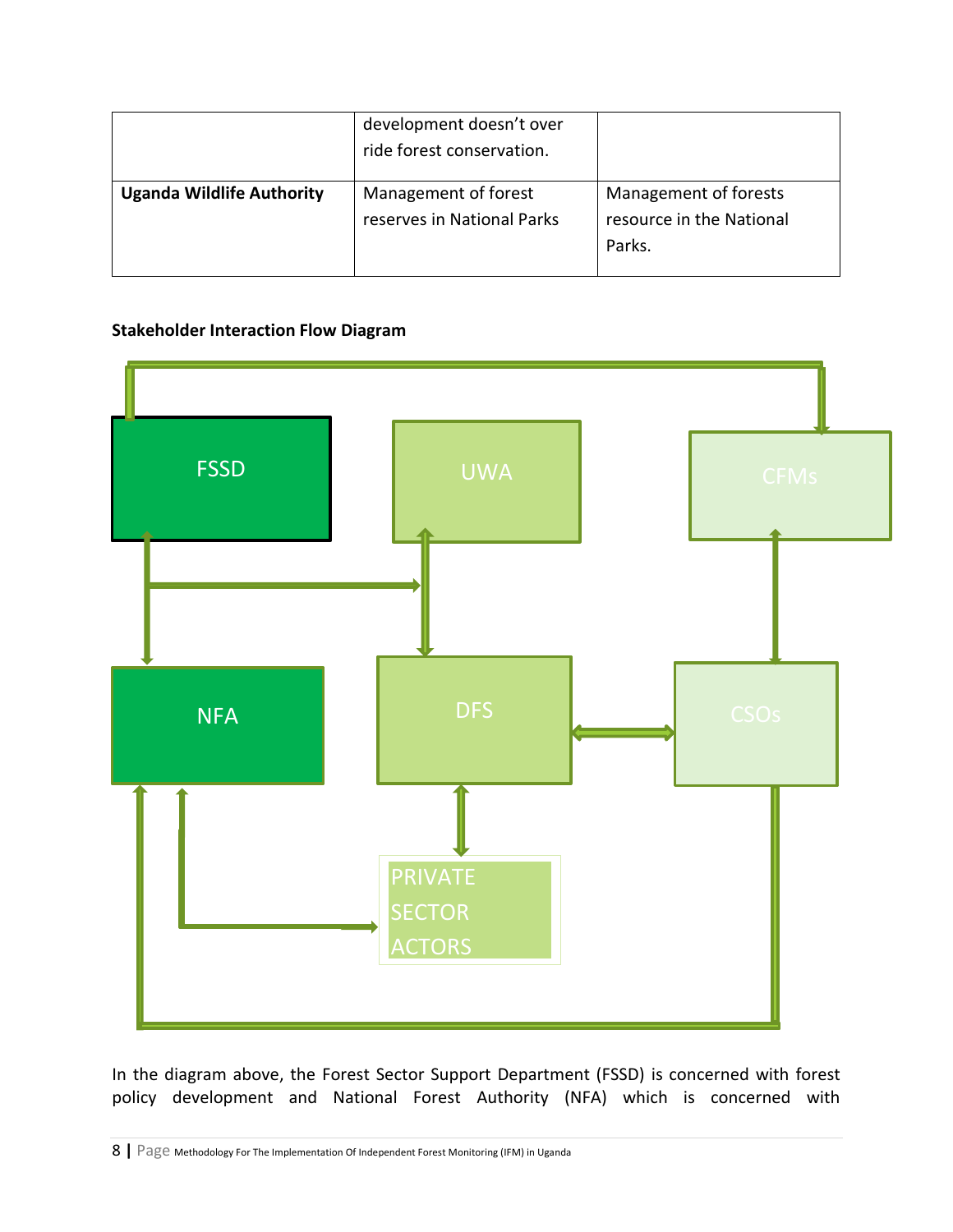| | development doesn't over ride forest conservation. | |
|---|---|---|
| **Uganda Wildlife Authority** | Management of forest reserves in National Parks | Management of forests resource in the National Parks. |

**Stakeholder Interaction Flow Diagram**

FSSD

UWA

CFMs

NFA

DFS

CSOs

PRIVATE SECTOR ACTORS

In the diagram above, the Forest Sector Support Department (FSSD) is concerned with forest policy development and National Forest Authority (NFA) which is concerned with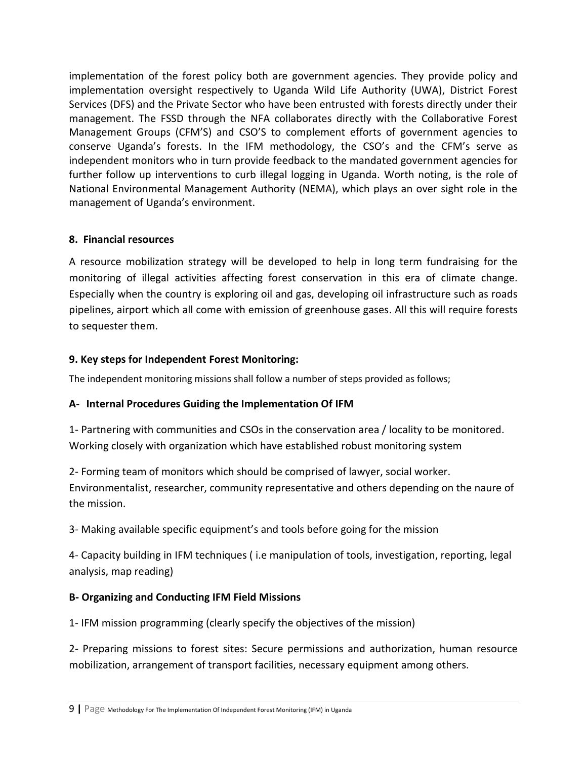implementation of the forest policy both are government agencies. They provide policy and implementation oversight respectively to Uganda Wild Life Authority (UWA), District Forest Services (DFS) and the Private Sector who have been entrusted with forests directly under their management. The FSSD through the NFA collaborates directly with the Collaborative Forest Management Groups (CFM'S) and CSO'S to complement efforts of government agencies to conserve Uganda's forests. In the IFM methodology, the CSO's and the CFM's serve as independent monitors who in turn provide feedback to the mandated government agencies for further follow up interventions to curb illegal logging in Uganda. Worth noting, is the role of National Environmental Management Authority (NEMA), which plays an over sight role in the management of Uganda's environment.

## 8. Financial resources

A resource mobilization strategy will be developed to help in long term fundraising for the monitoring of illegal activities affecting forest conservation in this era of climate change. Especially when the country is exploring oil and gas, developing oil infrastructure such as roads pipelines, airport which all come with emission of greenhouse gases. All this will require forests to sequester them.

## 9. Key steps for Independent Forest Monitoring:

The independent monitoring missions shall follow a number of steps provided as follows;

### A- Internal Procedures Guiding the Implementation Of IFM

1- Partnering with communities and CSOs in the conservation area / locality to be monitored. Working closely with organization which have established robust monitoring system

2- Forming team of monitors which should be comprised of lawyer, social worker. Environmentalist, researcher, community representative and others depending on the naure of the mission.

3- Making available specific equipment's and tools before going for the mission

4- Capacity building in IFM techniques ( i.e manipulation of tools, investigation, reporting, legal analysis, map reading)

### B- Organizing and Conducting IFM Field Missions

1- IFM mission programming (clearly specify the objectives of the mission)

2- Preparing missions to forest sites: Secure permissions and authorization, human resource mobilization, arrangement of transport facilities, necessary equipment among others.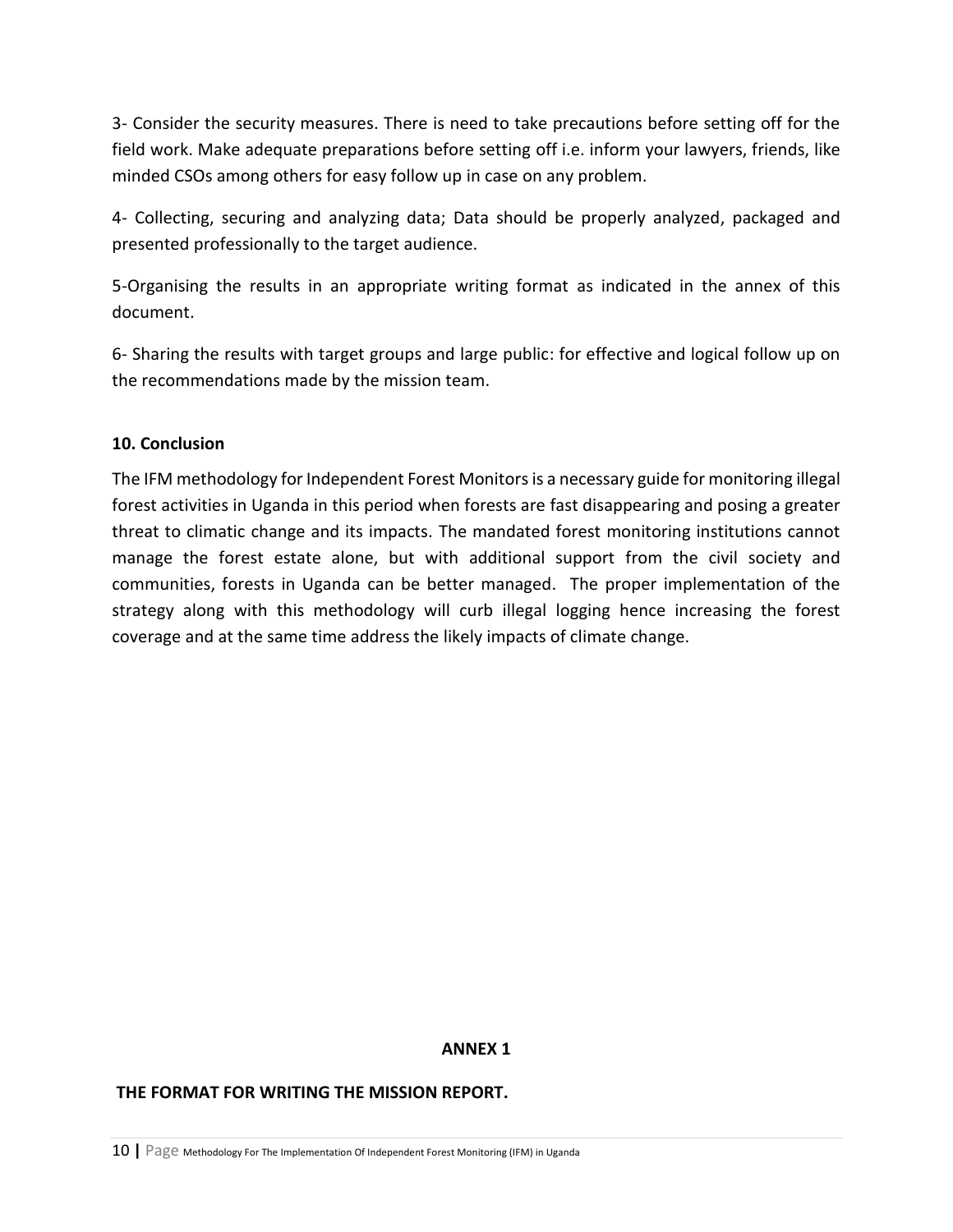3- Consider the security measures. There is need to take precautions before setting off for the field work. Make adequate preparations before setting off i.e. inform your lawyers, friends, like minded CSOs among others for easy follow up in case on any problem.

4- Collecting, securing and analyzing data; Data should be properly analyzed, packaged and presented professionally to the target audience.

5-Organising the results in an appropriate writing format as indicated in the annex of this document.

6- Sharing the results with target groups and large public: for effective and logical follow up on the recommendations made by the mission team.

## 10. Conclusion

The IFM methodology for Independent Forest Monitors is a necessary guide for monitoring illegal forest activities in Uganda in this period when forests are fast disappearing and posing a greater threat to climatic change and its impacts. The mandated forest monitoring institutions cannot manage the forest estate alone, but with additional support from the civil society and communities, forests in Uganda can be better managed. The proper implementation of the strategy along with this methodology will curb illegal logging hence increasing the forest coverage and at the same time address the likely impacts of climate change.

## ANNEX 1

### THE FORMAT FOR WRITING THE MISSION REPORT.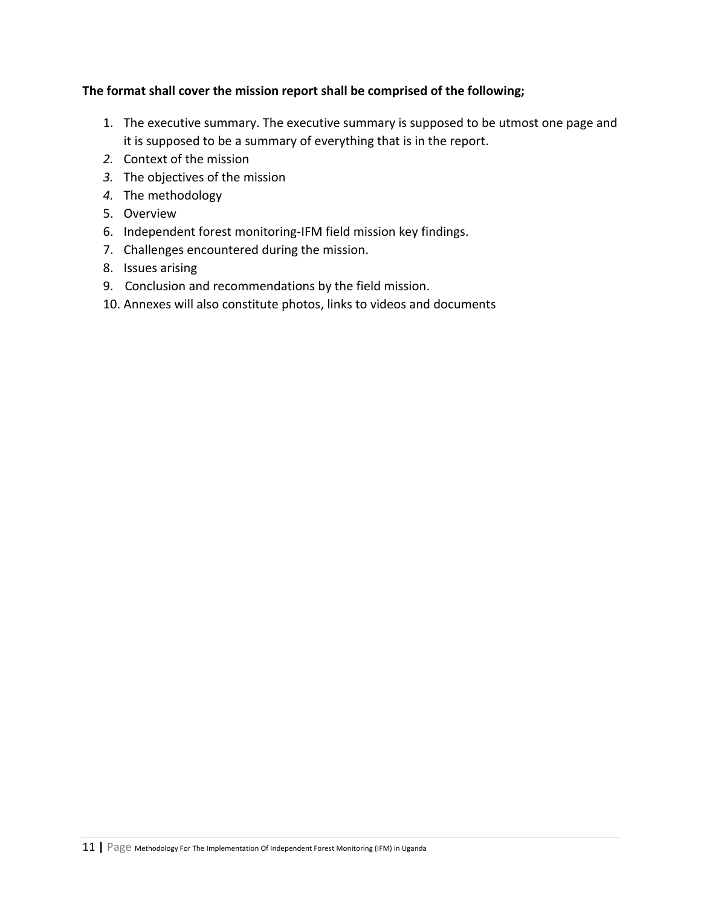**The format shall cover the mission report shall be comprised of the following;**

1. The executive summary. The executive summary is supposed to be utmost one page and it is supposed to be a summary of everything that is in the report.
2. Context of the mission
3. The objectives of the mission
4. The methodology
5. Overview
6. Independent forest monitoring-IFM field mission key findings.
7. Challenges encountered during the mission.
8. Issues arising
9. Conclusion and recommendations by the field mission.
10. Annexes will also constitute photos, links to videos and documents